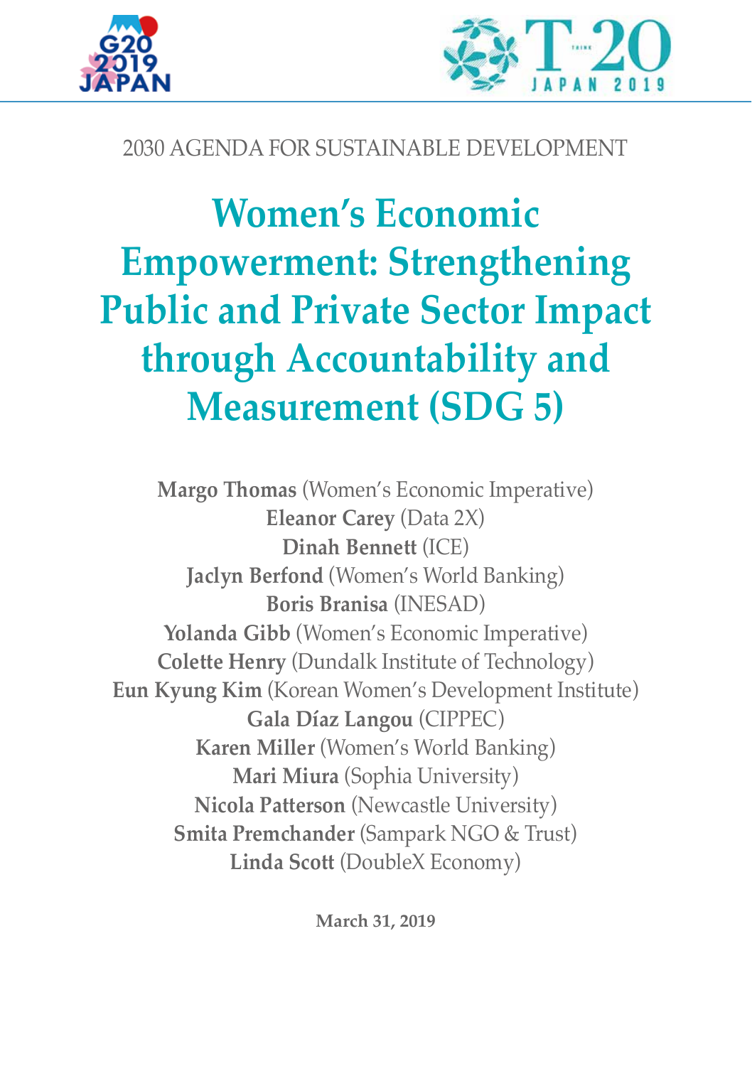2030 AGENDA FOR SUSTAINABLE DEVELOPMENT

# Women's Economic Empowerment: Strengthening Public and Private Sector Impact through Accountability and Measurement (SDG 5)

**Margo Thomas** (Women's Economic Imperative)
**Eleanor Carey** (Data 2X)
**Dinah Bennett** (ICE)
**Jaclyn Berfond** (Women's World Banking)
**Boris Branisa** (INESAD)
**Yolanda Gibb** (Women's Economic Imperative)
**Colette Henry** (Dundalk Institute of Technology)
**Eun Kyung Kim** (Korean Women's Development Institute)
**Gala Díaz Langou** (CIPPEC)
**Karen Miller** (Women's World Banking)
**Mari Miura** (Sophia University)
**Nicola Patterson** (Newcastle University)
**Smita Premchander** (Sampark NGO & Trust)
**Linda Scott** (DoubleX Economy)

**March 31, 2019**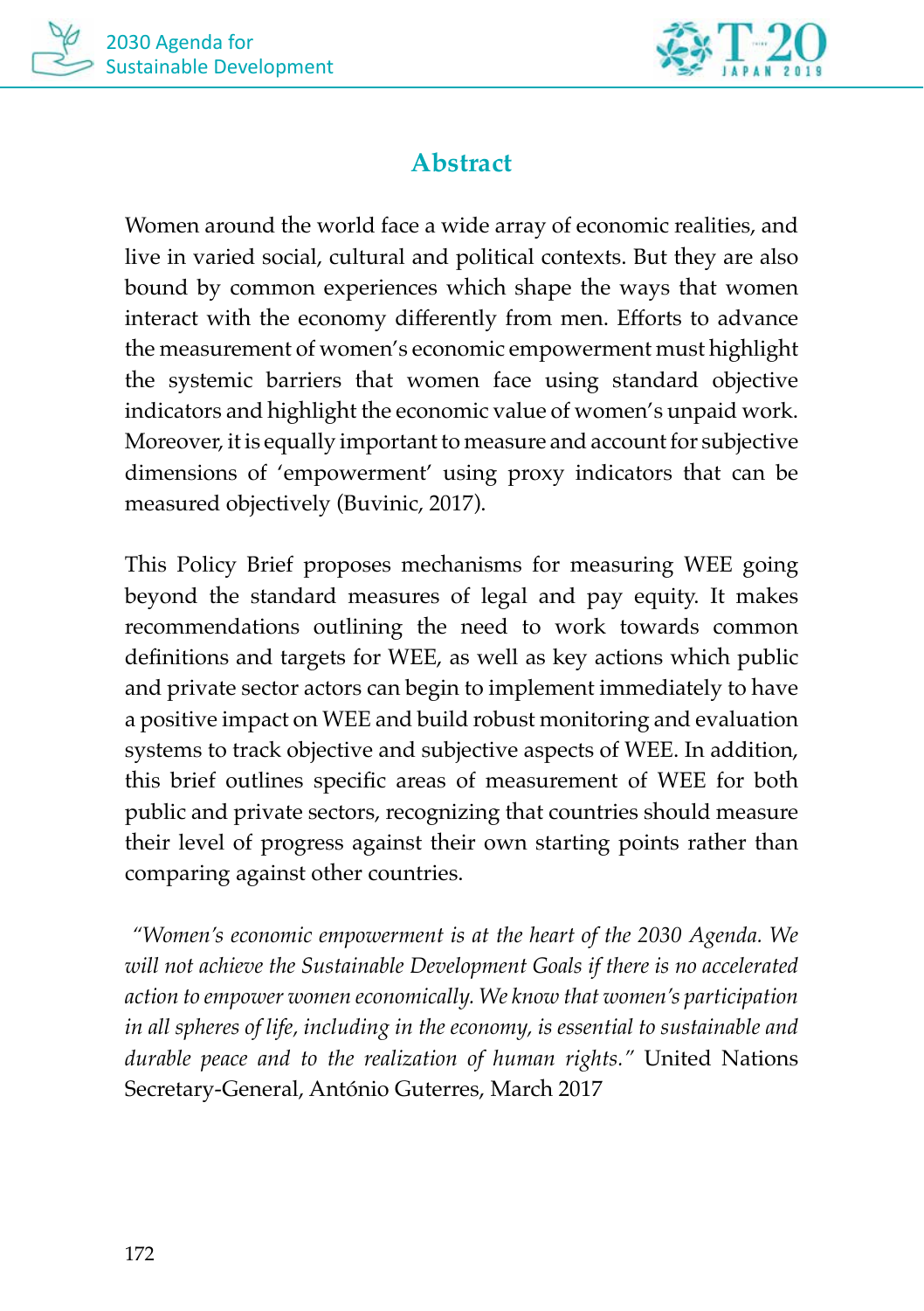## Abstract

Women around the world face a wide array of economic realities, and live in varied social, cultural and political contexts. But they are also bound by common experiences which shape the ways that women interact with the economy differently from men. Efforts to advance the measurement of women's economic empowerment must highlight the systemic barriers that women face using standard objective indicators and highlight the economic value of women's unpaid work. Moreover, it is equally important to measure and account for subjective dimensions of 'empowerment' using proxy indicators that can be measured objectively (Buvinic, 2017).

This Policy Brief proposes mechanisms for measuring WEE going beyond the standard measures of legal and pay equity. It makes recommendations outlining the need to work towards common definitions and targets for WEE, as well as key actions which public and private sector actors can begin to implement immediately to have a positive impact on WEE and build robust monitoring and evaluation systems to track objective and subjective aspects of WEE. In addition, this brief outlines specific areas of measurement of WEE for both public and private sectors, recognizing that countries should measure their level of progress against their own starting points rather than comparing against other countries.

*"Women's economic empowerment is at the heart of the 2030 Agenda. We will not achieve the Sustainable Development Goals if there is no accelerated action to empower women economically. We know that women's participation in all spheres of life, including in the economy, is essential to sustainable and durable peace and to the realization of human rights."* United Nations Secretary-General, António Guterres, March 2017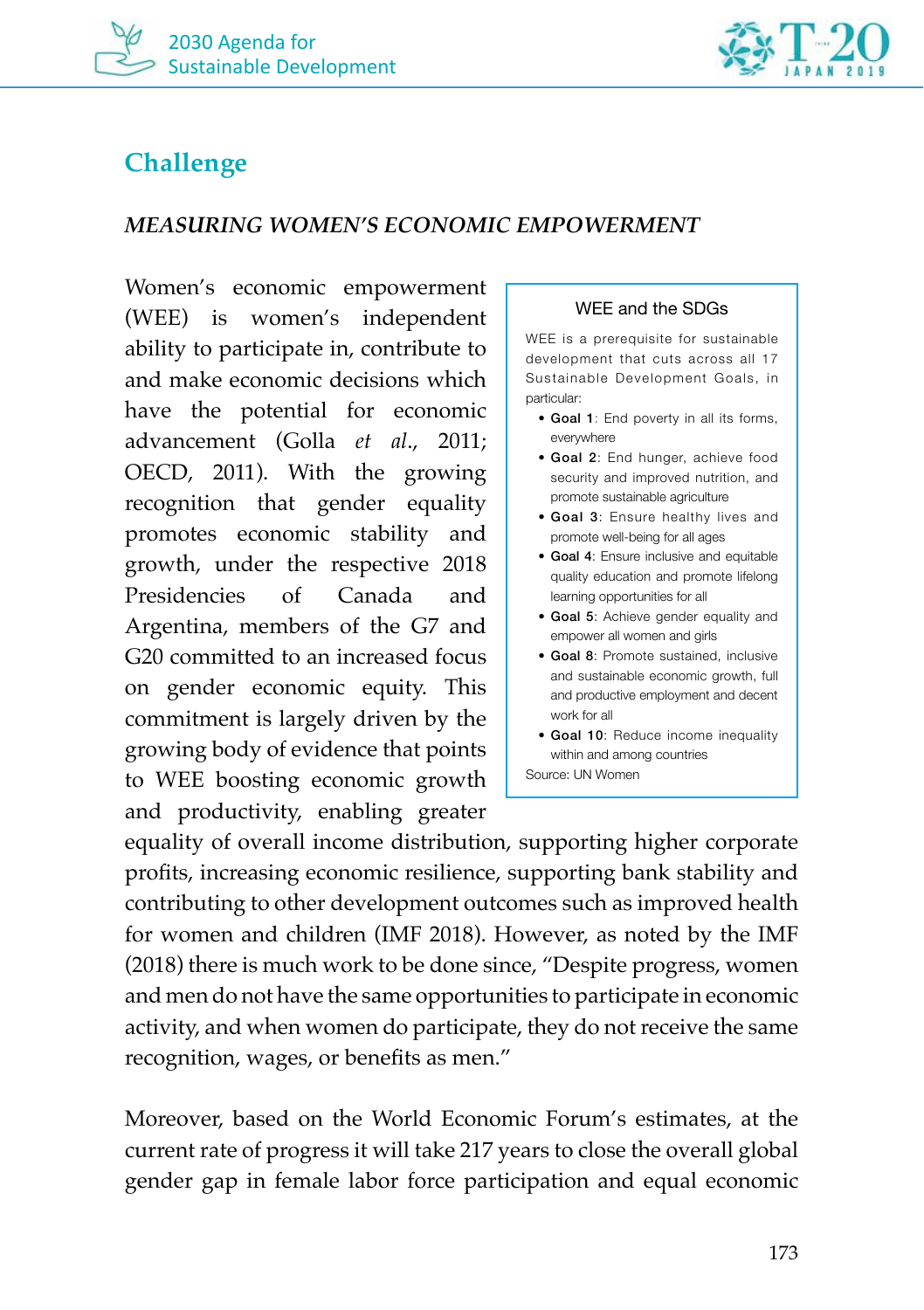## Challenge

### *MEASURING WOMEN'S ECONOMIC EMPOWERMENT*

Women's economic empowerment (WEE) is women's independent ability to participate in, contribute to and make economic decisions which have the potential for economic advancement (Golla *et al.*, 2011; OECD, 2011). With the growing recognition that gender equality promotes economic stability and growth, under the respective 2018 Presidencies of Canada and Argentina, members of the G7 and G20 committed to an increased focus on gender economic equity. This commitment is largely driven by the growing body of evidence that points to WEE boosting economic growth and productivity, enabling greater equality of overall income distribution, supporting higher corporate profits, increasing economic resilience, supporting bank stability and contributing to other development outcomes such as improved health for women and children (IMF 2018). However, as noted by the IMF (2018) there is much work to be done since, "Despite progress, women and men do not have the same opportunities to participate in economic activity, and when women do participate, they do not receive the same recognition, wages, or benefits as men."

> **WEE and the SDGs**
>
> WEE is a prerequisite for sustainable development that cuts across all 17 Sustainable Development Goals, in particular:
>
> - **Goal 1**: End poverty in all its forms, everywhere
> - **Goal 2**: End hunger, achieve food security and improved nutrition, and promote sustainable agriculture
> - **Goal 3**: Ensure healthy lives and promote well-being for all ages
> - **Goal 4**: Ensure inclusive and equitable quality education and promote lifelong learning opportunities for all
> - **Goal 5**: Achieve gender equality and empower all women and girls
> - **Goal 8**: Promote sustained, inclusive and sustainable economic growth, full and productive employment and decent work for all
> - **Goal 10**: Reduce income inequality within and among countries
>
> Source: UN Women

Moreover, based on the World Economic Forum's estimates, at the current rate of progress it will take 217 years to close the overall global gender gap in female labor force participation and equal economic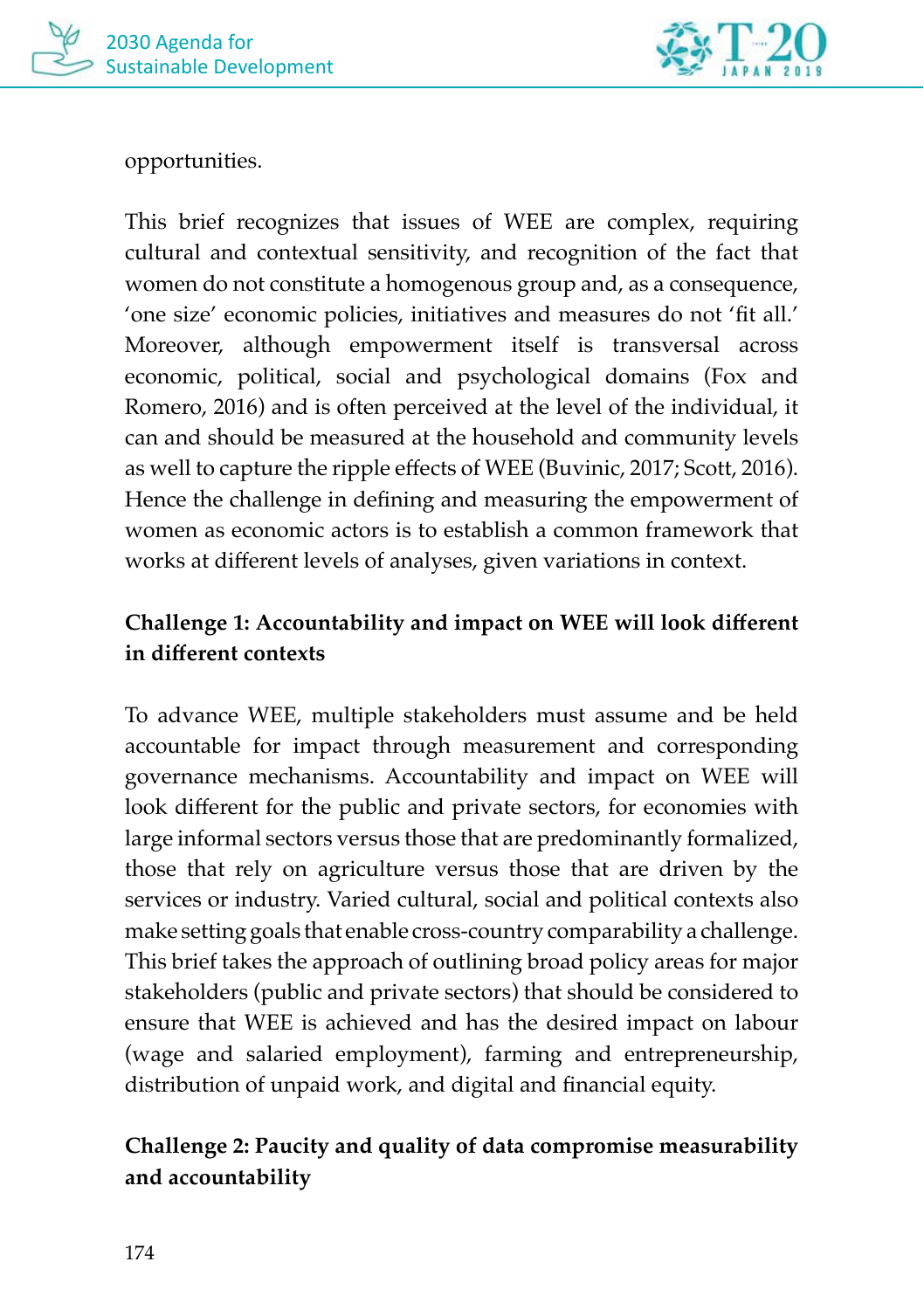opportunities.

This brief recognizes that issues of WEE are complex, requiring cultural and contextual sensitivity, and recognition of the fact that women do not constitute a homogenous group and, as a consequence, 'one size' economic policies, initiatives and measures do not 'fit all.' Moreover, although empowerment itself is transversal across economic, political, social and psychological domains (Fox and Romero, 2016) and is often perceived at the level of the individual, it can and should be measured at the household and community levels as well to capture the ripple effects of WEE (Buvinic, 2017; Scott, 2016). Hence the challenge in defining and measuring the empowerment of women as economic actors is to establish a common framework that works at different levels of analyses, given variations in context.

**Challenge 1: Accountability and impact on WEE will look different in different contexts**

To advance WEE, multiple stakeholders must assume and be held accountable for impact through measurement and corresponding governance mechanisms. Accountability and impact on WEE will look different for the public and private sectors, for economies with large informal sectors versus those that are predominantly formalized, those that rely on agriculture versus those that are driven by the services or industry. Varied cultural, social and political contexts also make setting goals that enable cross-country comparability a challenge. This brief takes the approach of outlining broad policy areas for major stakeholders (public and private sectors) that should be considered to ensure that WEE is achieved and has the desired impact on labour (wage and salaried employment), farming and entrepreneurship, distribution of unpaid work, and digital and financial equity.

**Challenge 2: Paucity and quality of data compromise measurability and accountability**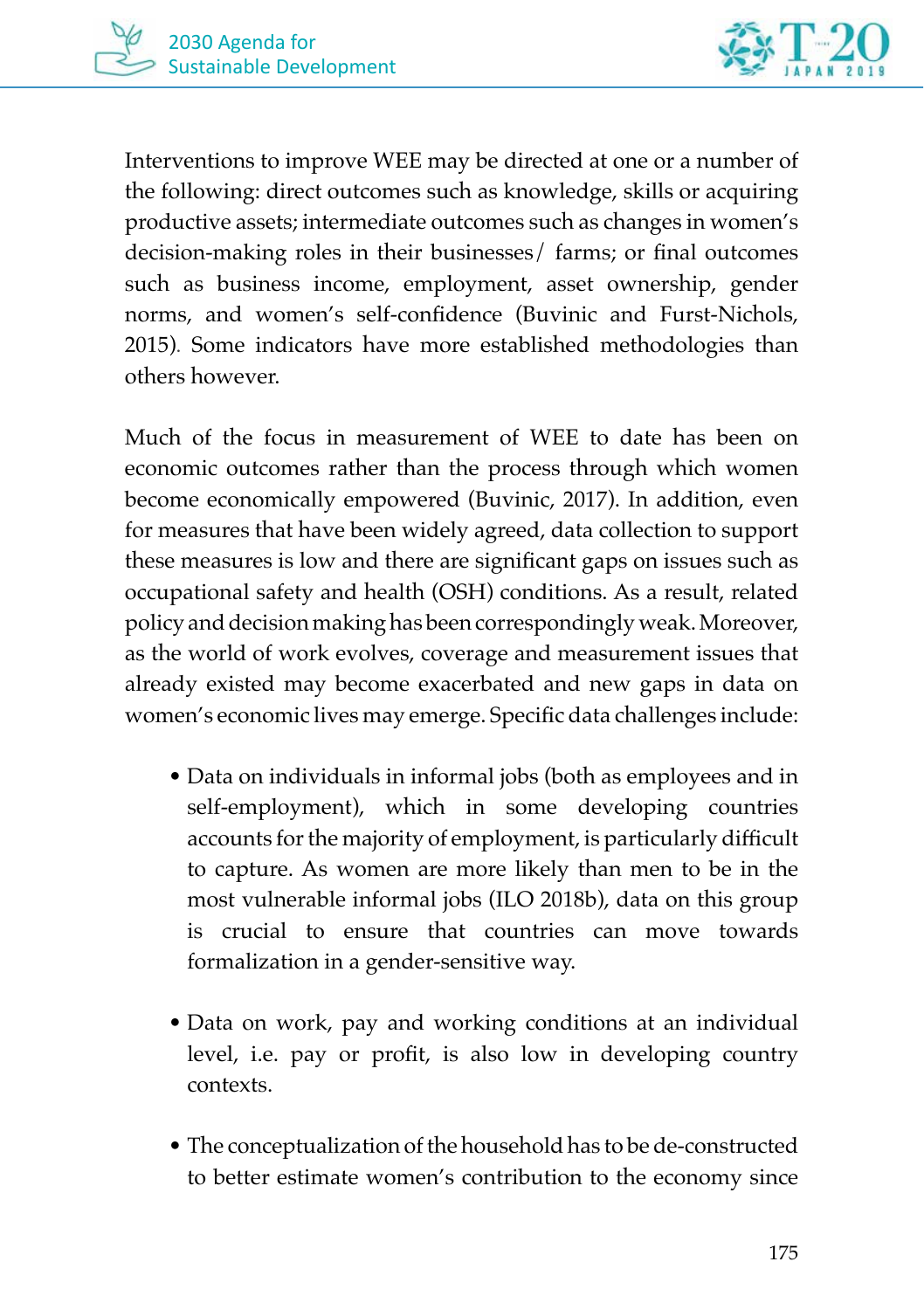Interventions to improve WEE may be directed at one or a number of the following: direct outcomes such as knowledge, skills or acquiring productive assets; intermediate outcomes such as changes in women's decision-making roles in their businesses/ farms; or final outcomes such as business income, employment, asset ownership, gender norms, and women's self-confidence (Buvinic and Furst-Nichols, 2015). Some indicators have more established methodologies than others however.

Much of the focus in measurement of WEE to date has been on economic outcomes rather than the process through which women become economically empowered (Buvinic, 2017). In addition, even for measures that have been widely agreed, data collection to support these measures is low and there are significant gaps on issues such as occupational safety and health (OSH) conditions. As a result, related policy and decision making has been correspondingly weak. Moreover, as the world of work evolves, coverage and measurement issues that already existed may become exacerbated and new gaps in data on women's economic lives may emerge. Specific data challenges include:

- Data on individuals in informal jobs (both as employees and in self-employment), which in some developing countries accounts for the majority of employment, is particularly difficult to capture. As women are more likely than men to be in the most vulnerable informal jobs (ILO 2018b), data on this group is crucial to ensure that countries can move towards formalization in a gender-sensitive way.

- Data on work, pay and working conditions at an individual level, i.e. pay or profit, is also low in developing country contexts.

- The conceptualization of the household has to be de-constructed to better estimate women's contribution to the economy since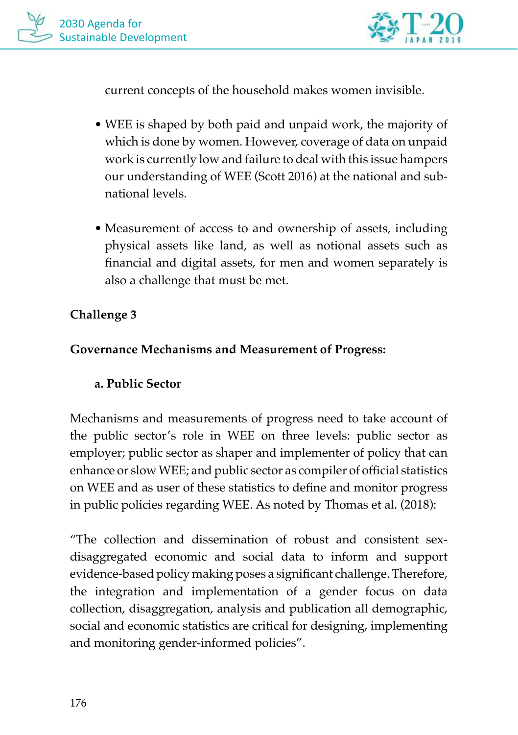current concepts of the household makes women invisible.

- WEE is shaped by both paid and unpaid work, the majority of which is done by women. However, coverage of data on unpaid work is currently low and failure to deal with this issue hampers our understanding of WEE (Scott 2016) at the national and sub-national levels.

- Measurement of access to and ownership of assets, including physical assets like land, as well as notional assets such as financial and digital assets, for men and women separately is also a challenge that must be met.

**Challenge 3**

**Governance Mechanisms and Measurement of Progress:**

**a. Public Sector**

Mechanisms and measurements of progress need to take account of the public sector's role in WEE on three levels: public sector as employer; public sector as shaper and implementer of policy that can enhance or slow WEE; and public sector as compiler of official statistics on WEE and as user of these statistics to define and monitor progress in public policies regarding WEE. As noted by Thomas et al. (2018):

"The collection and dissemination of robust and consistent sex-disaggregated economic and social data to inform and support evidence-based policy making poses a significant challenge. Therefore, the integration and implementation of a gender focus on data collection, disaggregation, analysis and publication all demographic, social and economic statistics are critical for designing, implementing and monitoring gender-informed policies".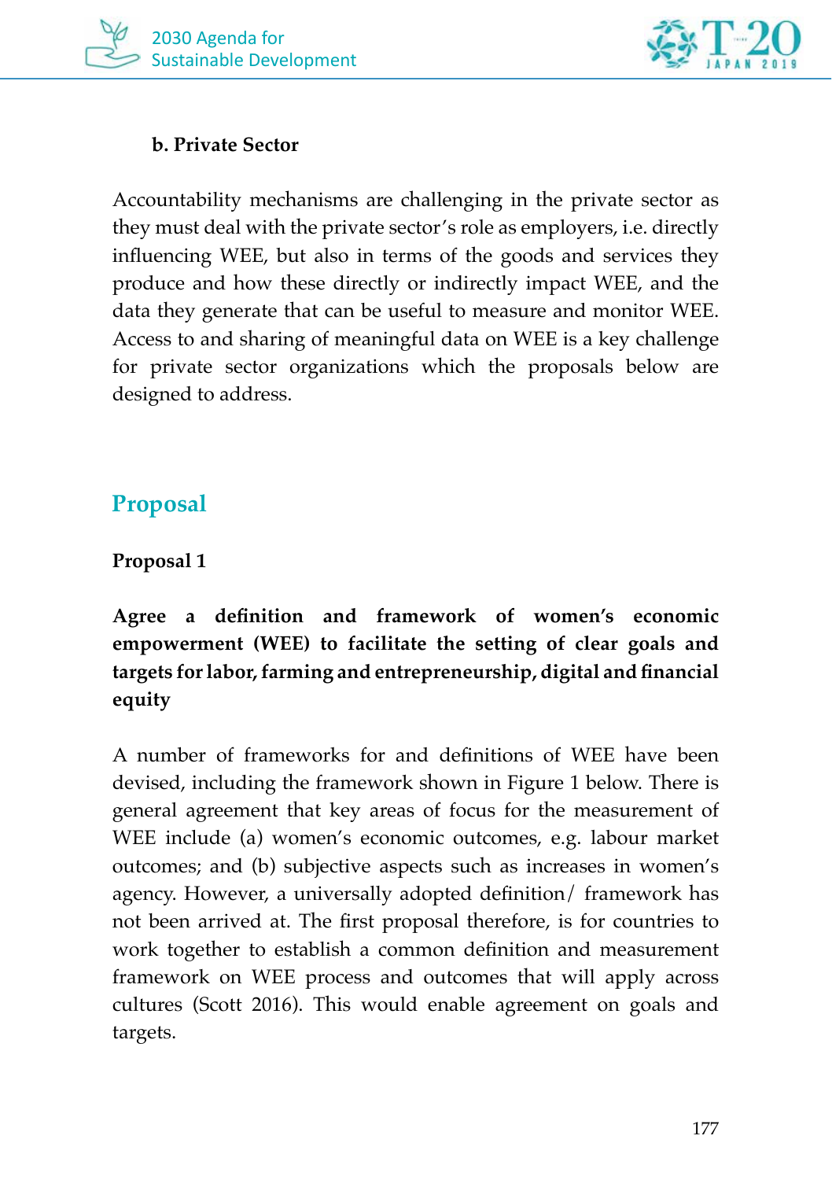### b. Private Sector

Accountability mechanisms are challenging in the private sector as they must deal with the private sector's role as employers, i.e. directly influencing WEE, but also in terms of the goods and services they produce and how these directly or indirectly impact WEE, and the data they generate that can be useful to measure and monitor WEE. Access to and sharing of meaningful data on WEE is a key challenge for private sector organizations which the proposals below are designed to address.

## Proposal

### Proposal 1

**Agree a definition and framework of women's economic empowerment (WEE) to facilitate the setting of clear goals and targets for labor, farming and entrepreneurship, digital and financial equity**

A number of frameworks for and definitions of WEE have been devised, including the framework shown in Figure 1 below. There is general agreement that key areas of focus for the measurement of WEE include (a) women's economic outcomes, e.g. labour market outcomes; and (b) subjective aspects such as increases in women's agency. However, a universally adopted definition/ framework has not been arrived at. The first proposal therefore, is for countries to work together to establish a common definition and measurement framework on WEE process and outcomes that will apply across cultures (Scott 2016). This would enable agreement on goals and targets.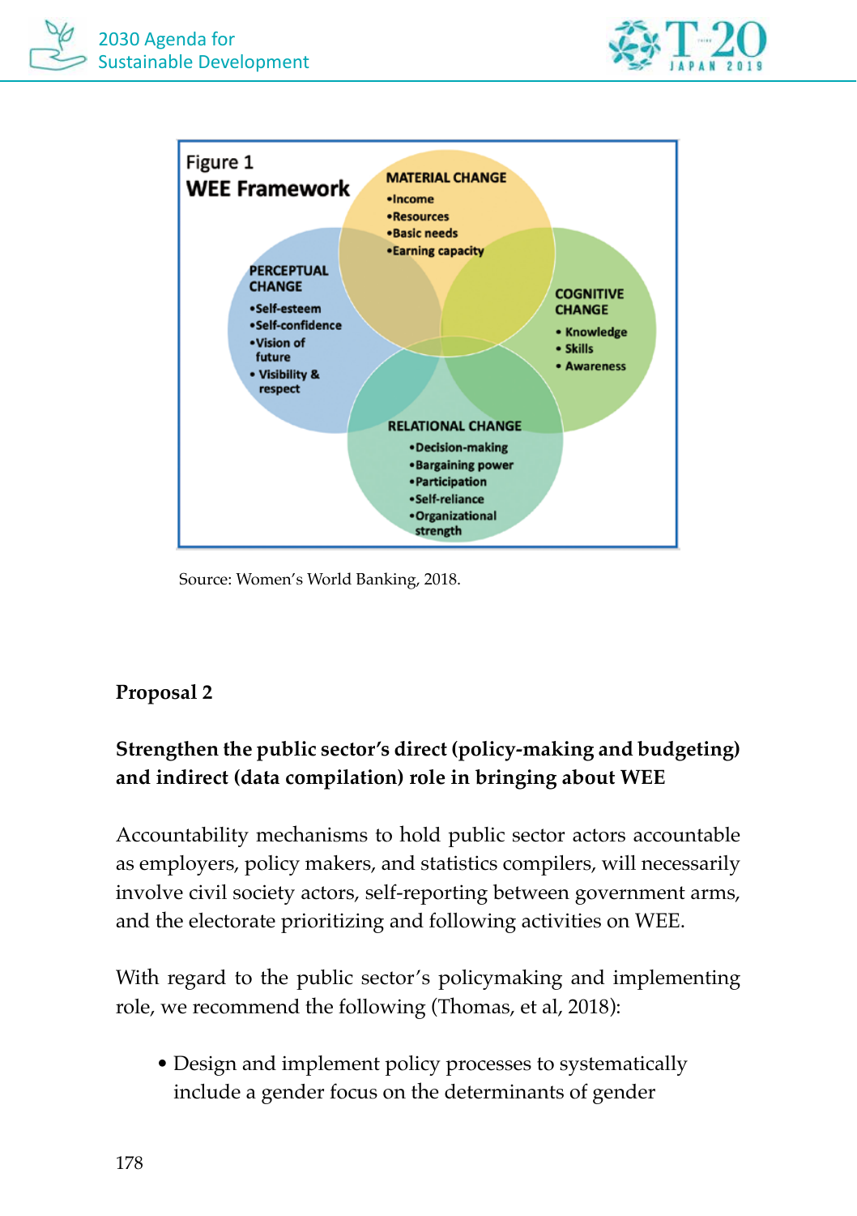Figure 1

**WEE Framework**

**MATERIAL CHANGE**
- Income
- Resources
- Basic needs
- Earning capacity

**PERCEPTUAL CHANGE**
- Self-esteem
- Self-confidence
- Vision of future
- Visibility & respect

**COGNITIVE CHANGE**
- Knowledge
- Skills
- Awareness

**RELATIONAL CHANGE**
- Decision-making
- Bargaining power
- Participation
- Self-reliance
- Organizational strength

Source: Women's World Banking, 2018.

**Proposal 2**

**Strengthen the public sector's direct (policy-making and budgeting) and indirect (data compilation) role in bringing about WEE**

Accountability mechanisms to hold public sector actors accountable as employers, policy makers, and statistics compilers, will necessarily involve civil society actors, self-reporting between government arms, and the electorate prioritizing and following activities on WEE.

With regard to the public sector's policymaking and implementing role, we recommend the following (Thomas, et al, 2018):

- Design and implement policy processes to systematically include a gender focus on the determinants of gender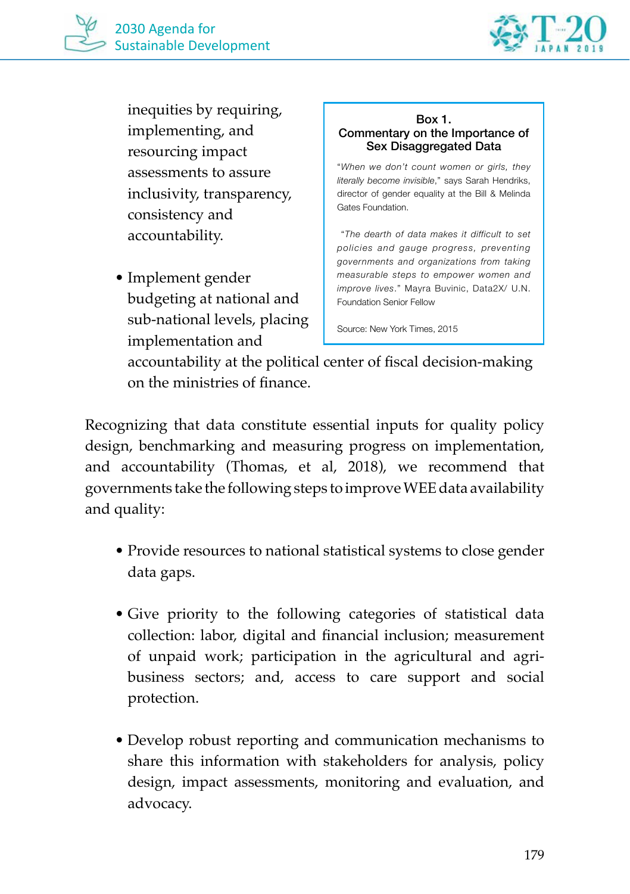inequities by requiring, implementing, and resourcing impact assessments to assure inclusivity, transparency, consistency and accountability.

- Implement gender budgeting at national and sub-national levels, placing implementation and accountability at the political center of fiscal decision-making on the ministries of finance.

> **Box 1.**
> **Commentary on the Importance of Sex Disaggregated Data**
>
> "*When we don't count women or girls, they literally become invisible*," says Sarah Hendriks, director of gender equality at the Bill & Melinda Gates Foundation.
>
> "*The dearth of data makes it difficult to set policies and gauge progress, preventing governments and organizations from taking measurable steps to empower women and improve lives*." Mayra Buvinic, Data2X/ U.N. Foundation Senior Fellow
>
> Source: New York Times, 2015

Recognizing that data constitute essential inputs for quality policy design, benchmarking and measuring progress on implementation, and accountability (Thomas, et al, 2018), we recommend that governments take the following steps to improve WEE data availability and quality:

- Provide resources to national statistical systems to close gender data gaps.

- Give priority to the following categories of statistical data collection: labor, digital and financial inclusion; measurement of unpaid work; participation in the agricultural and agri-business sectors; and, access to care support and social protection.

- Develop robust reporting and communication mechanisms to share this information with stakeholders for analysis, policy design, impact assessments, monitoring and evaluation, and advocacy.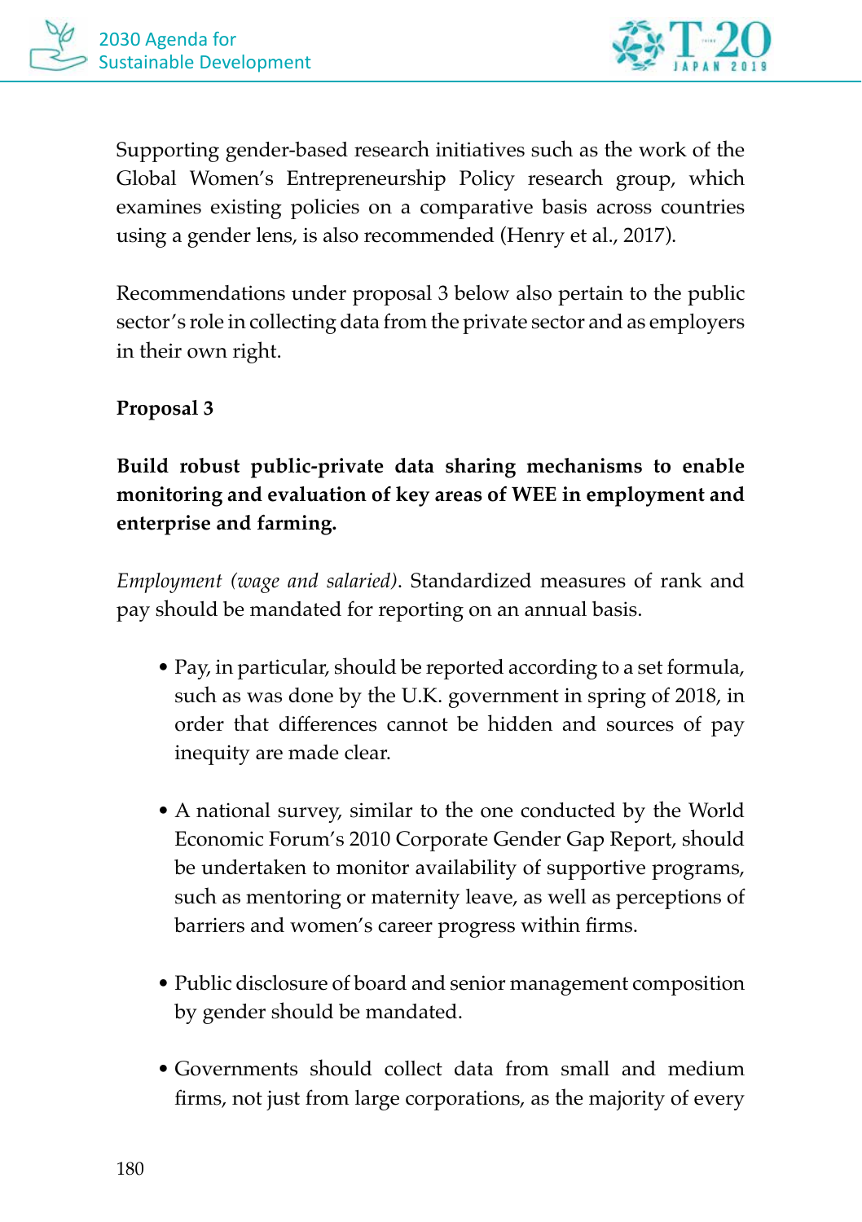Supporting gender-based research initiatives such as the work of the Global Women's Entrepreneurship Policy research group, which examines existing policies on a comparative basis across countries using a gender lens, is also recommended (Henry et al., 2017).

Recommendations under proposal 3 below also pertain to the public sector's role in collecting data from the private sector and as employers in their own right.

**Proposal 3**

**Build robust public-private data sharing mechanisms to enable monitoring and evaluation of key areas of WEE in employment and enterprise and farming.**

*Employment (wage and salaried)*. Standardized measures of rank and pay should be mandated for reporting on an annual basis.

- Pay, in particular, should be reported according to a set formula, such as was done by the U.K. government in spring of 2018, in order that differences cannot be hidden and sources of pay inequity are made clear.
- A national survey, similar to the one conducted by the World Economic Forum's 2010 Corporate Gender Gap Report, should be undertaken to monitor availability of supportive programs, such as mentoring or maternity leave, as well as perceptions of barriers and women's career progress within firms.
- Public disclosure of board and senior management composition by gender should be mandated.
- Governments should collect data from small and medium firms, not just from large corporations, as the majority of every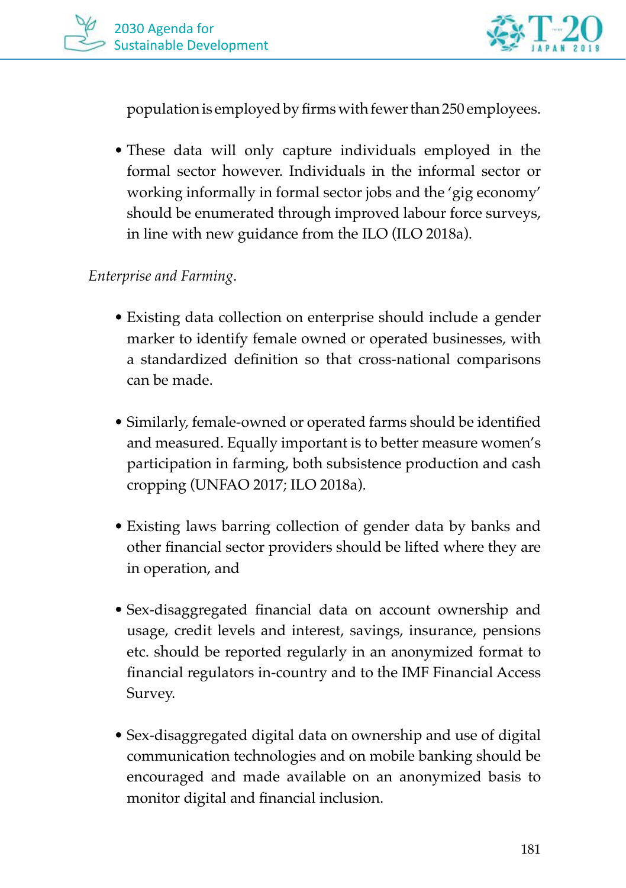population is employed by firms with fewer than 250 employees.

- These data will only capture individuals employed in the formal sector however. Individuals in the informal sector or working informally in formal sector jobs and the 'gig economy' should be enumerated through improved labour force surveys, in line with new guidance from the ILO (ILO 2018a).

*Enterprise and Farming*.

- Existing data collection on enterprise should include a gender marker to identify female owned or operated businesses, with a standardized definition so that cross-national comparisons can be made.

- Similarly, female-owned or operated farms should be identified and measured. Equally important is to better measure women's participation in farming, both subsistence production and cash cropping (UNFAO 2017; ILO 2018a).

- Existing laws barring collection of gender data by banks and other financial sector providers should be lifted where they are in operation, and

- Sex-disaggregated financial data on account ownership and usage, credit levels and interest, savings, insurance, pensions etc. should be reported regularly in an anonymized format to financial regulators in-country and to the IMF Financial Access Survey.

- Sex-disaggregated digital data on ownership and use of digital communication technologies and on mobile banking should be encouraged and made available on an anonymized basis to monitor digital and financial inclusion.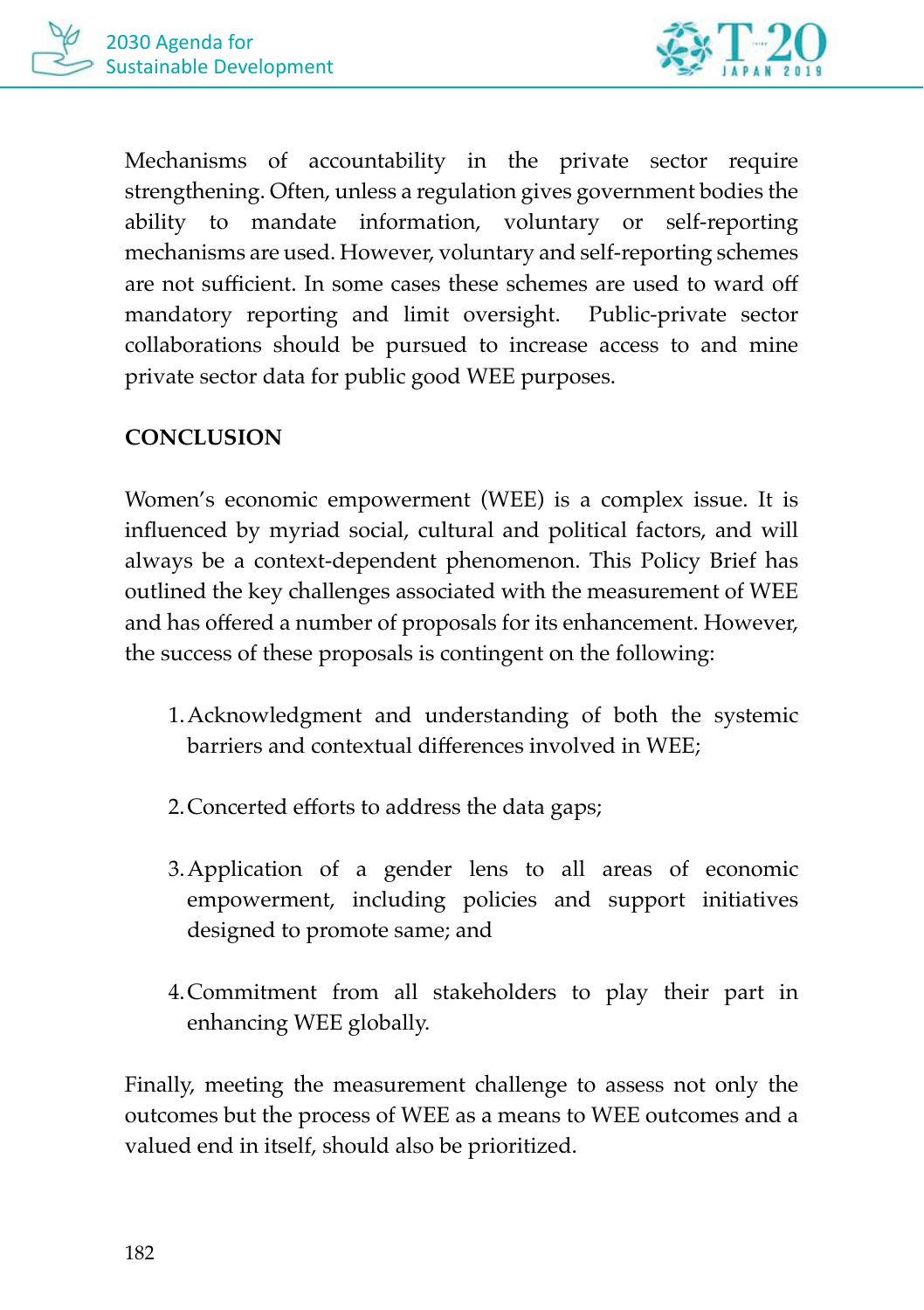Mechanisms of accountability in the private sector require strengthening. Often, unless a regulation gives government bodies the ability to mandate information, voluntary or self-reporting mechanisms are used. However, voluntary and self-reporting schemes are not sufficient. In some cases these schemes are used to ward off mandatory reporting and limit oversight. Public-private sector collaborations should be pursued to increase access to and mine private sector data for public good WEE purposes.

## CONCLUSION

Women's economic empowerment (WEE) is a complex issue. It is influenced by myriad social, cultural and political factors, and will always be a context-dependent phenomenon. This Policy Brief has outlined the key challenges associated with the measurement of WEE and has offered a number of proposals for its enhancement. However, the success of these proposals is contingent on the following:

1. Acknowledgment and understanding of both the systemic barriers and contextual differences involved in WEE;

2. Concerted efforts to address the data gaps;

3. Application of a gender lens to all areas of economic empowerment, including policies and support initiatives designed to promote same; and

4. Commitment from all stakeholders to play their part in enhancing WEE globally.

Finally, meeting the measurement challenge to assess not only the outcomes but the process of WEE as a means to WEE outcomes and a valued end in itself, should also be prioritized.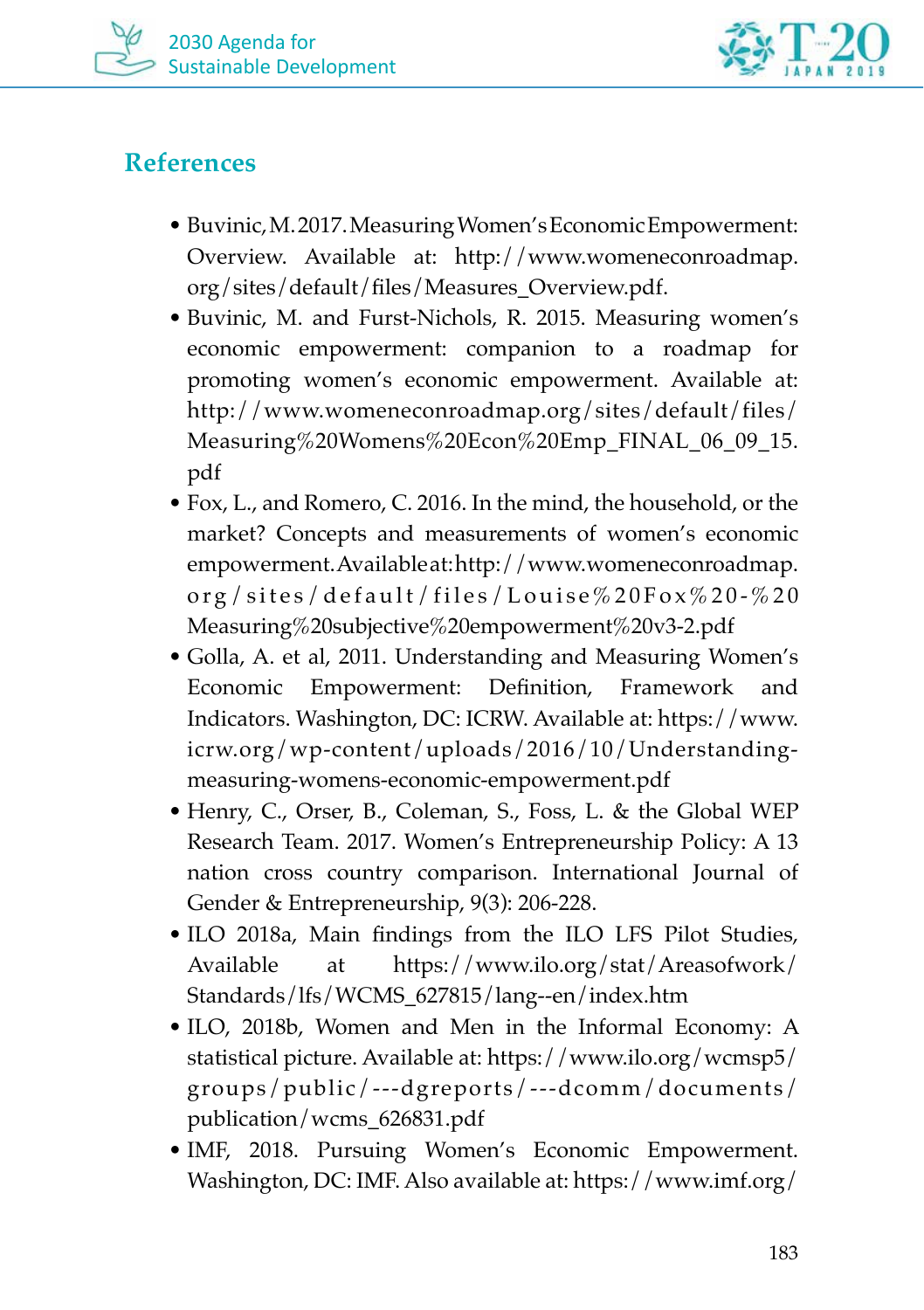## References

- Buvinic, M. 2017. Measuring Women's Economic Empowerment: Overview. Available at: http://www.womeneconroadmap.org/sites/default/files/Measures_Overview.pdf.
- Buvinic, M. and Furst-Nichols, R. 2015. Measuring women's economic empowerment: companion to a roadmap for promoting women's economic empowerment. Available at: http://www.womeneconroadmap.org/sites/default/files/Measuring%20Womens%20Econ%20Emp_FINAL_06_09_15.pdf
- Fox, L., and Romero, C. 2016. In the mind, the household, or the market? Concepts and measurements of women's economic empowerment. Available at: http://www.womeneconroadmap.org/sites/default/files/Louise%20Fox%20-%20Measuring%20subjective%20empowerment%20v3-2.pdf
- Golla, A. et al, 2011. Understanding and Measuring Women's Economic Empowerment: Definition, Framework and Indicators. Washington, DC: ICRW. Available at: https://www.icrw.org/wp-content/uploads/2016/10/Understanding-measuring-womens-economic-empowerment.pdf
- Henry, C., Orser, B., Coleman, S., Foss, L. & the Global WEP Research Team. 2017. Women's Entrepreneurship Policy: A 13 nation cross country comparison. International Journal of Gender & Entrepreneurship, 9(3): 206-228.
- ILO 2018a, Main findings from the ILO LFS Pilot Studies, Available at https://www.ilo.org/stat/Areasofwork/Standards/lfs/WCMS_627815/lang--en/index.htm
- ILO, 2018b, Women and Men in the Informal Economy: A statistical picture. Available at: https://www.ilo.org/wcmsp5/groups/public/---dgreports/---dcomm/documents/publication/wcms_626831.pdf
- IMF, 2018. Pursuing Women's Economic Empowerment. Washington, DC: IMF. Also available at: https://www.imf.org/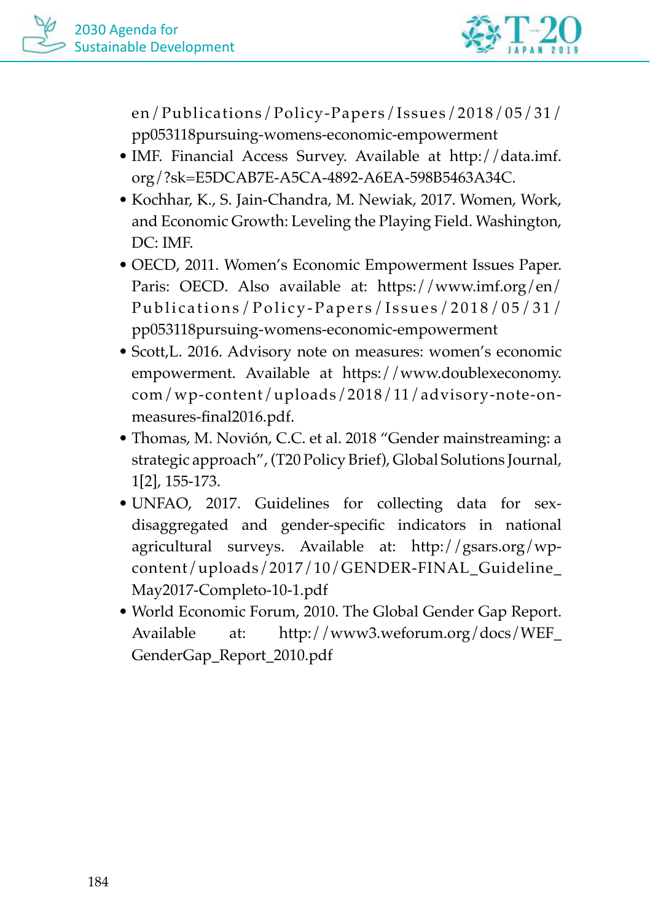en/Publications/Policy-Papers/Issues/2018/05/31/pp053118pursuing-womens-economic-empowerment

- IMF. Financial Access Survey. Available at http://data.imf.org/?sk=E5DCAB7E-A5CA-4892-A6EA-598B5463A34C.
- Kochhar, K., S. Jain-Chandra, M. Newiak, 2017. Women, Work, and Economic Growth: Leveling the Playing Field. Washington, DC: IMF.
- OECD, 2011. Women's Economic Empowerment Issues Paper. Paris: OECD. Also available at: https://www.imf.org/en/Publications/Policy-Papers/Issues/2018/05/31/pp053118pursuing-womens-economic-empowerment
- Scott,L. 2016. Advisory note on measures: women's economic empowerment. Available at https://www.doublexeconomy.com/wp-content/uploads/2018/11/advisory-note-on-measures-final2016.pdf.
- Thomas, M. Novión, C.C. et al. 2018 "Gender mainstreaming: a strategic approach", (T20 Policy Brief), Global Solutions Journal, 1[2], 155-173.
- UNFAO, 2017. Guidelines for collecting data for sex-disaggregated and gender-specific indicators in national agricultural surveys. Available at: http://gsars.org/wp-content/uploads/2017/10/GENDER-FINAL_Guideline_May2017-Completo-10-1.pdf
- World Economic Forum, 2010. The Global Gender Gap Report. Available at: http://www3.weforum.org/docs/WEF_GenderGap_Report_2010.pdf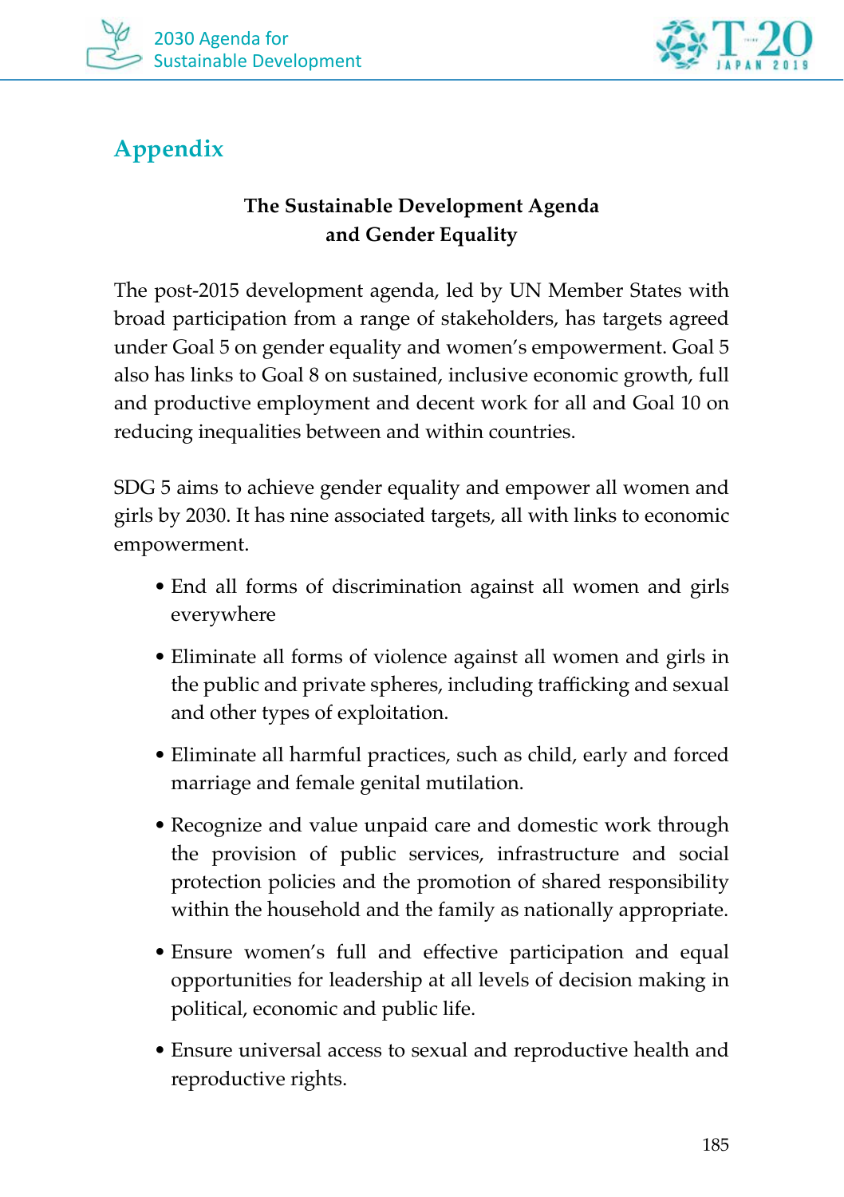## Appendix

**The Sustainable Development Agenda and Gender Equality**

The post-2015 development agenda, led by UN Member States with broad participation from a range of stakeholders, has targets agreed under Goal 5 on gender equality and women's empowerment. Goal 5 also has links to Goal 8 on sustained, inclusive economic growth, full and productive employment and decent work for all and Goal 10 on reducing inequalities between and within countries.

SDG 5 aims to achieve gender equality and empower all women and girls by 2030. It has nine associated targets, all with links to economic empowerment.

- End all forms of discrimination against all women and girls everywhere
- Eliminate all forms of violence against all women and girls in the public and private spheres, including trafficking and sexual and other types of exploitation.
- Eliminate all harmful practices, such as child, early and forced marriage and female genital mutilation.
- Recognize and value unpaid care and domestic work through the provision of public services, infrastructure and social protection policies and the promotion of shared responsibility within the household and the family as nationally appropriate.
- Ensure women's full and effective participation and equal opportunities for leadership at all levels of decision making in political, economic and public life.
- Ensure universal access to sexual and reproductive health and reproductive rights.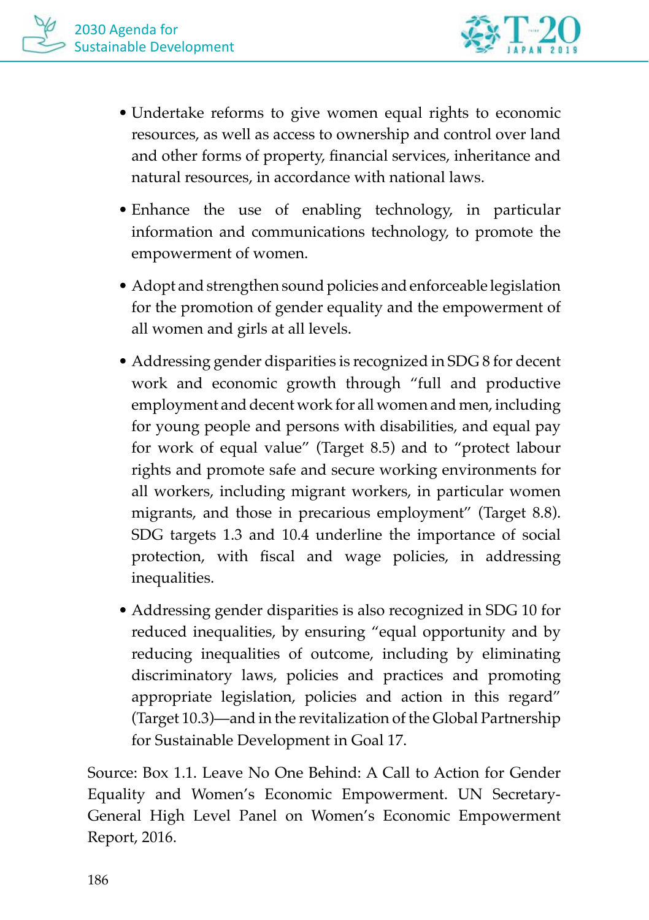- Undertake reforms to give women equal rights to economic resources, as well as access to ownership and control over land and other forms of property, financial services, inheritance and natural resources, in accordance with national laws.

- Enhance the use of enabling technology, in particular information and communications technology, to promote the empowerment of women.

- Adopt and strengthen sound policies and enforceable legislation for the promotion of gender equality and the empowerment of all women and girls at all levels.

- Addressing gender disparities is recognized in SDG 8 for decent work and economic growth through "full and productive employment and decent work for all women and men, including for young people and persons with disabilities, and equal pay for work of equal value" (Target 8.5) and to "protect labour rights and promote safe and secure working environments for all workers, including migrant workers, in particular women migrants, and those in precarious employment" (Target 8.8). SDG targets 1.3 and 10.4 underline the importance of social protection, with fiscal and wage policies, in addressing inequalities.

- Addressing gender disparities is also recognized in SDG 10 for reduced inequalities, by ensuring "equal opportunity and by reducing inequalities of outcome, including by eliminating discriminatory laws, policies and practices and promoting appropriate legislation, policies and action in this regard" (Target 10.3)—and in the revitalization of the Global Partnership for Sustainable Development in Goal 17.

Source: Box 1.1. Leave No One Behind: A Call to Action for Gender Equality and Women's Economic Empowerment. UN Secretary-General High Level Panel on Women's Economic Empowerment Report, 2016.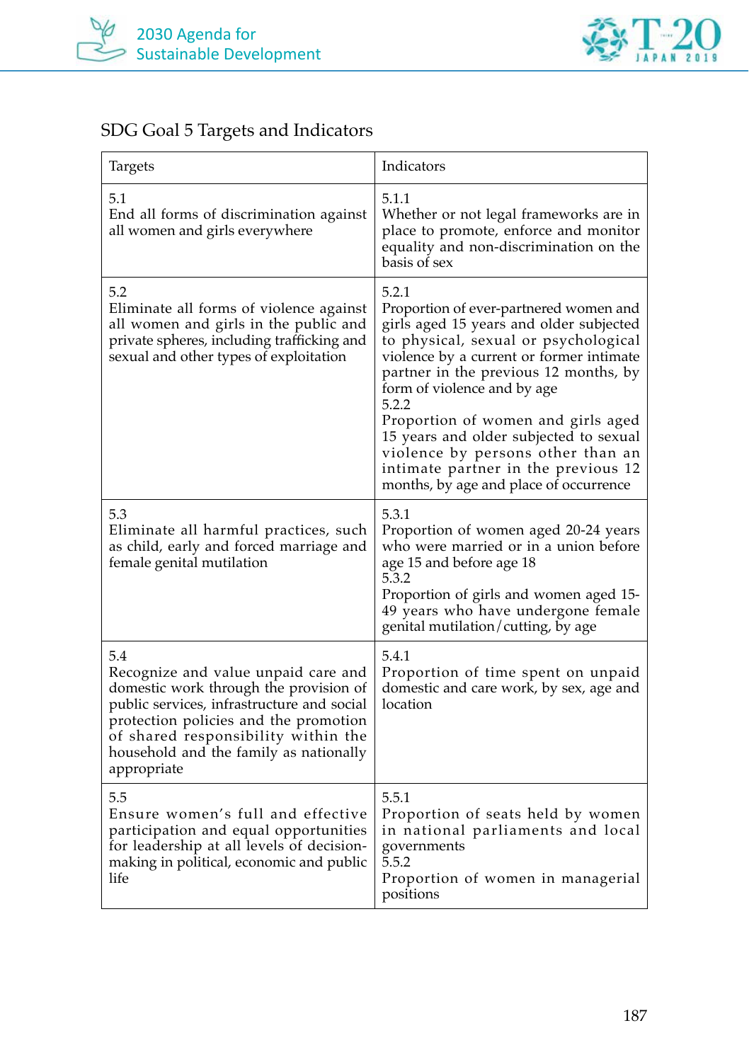## SDG Goal 5 Targets and Indicators

| Targets | Indicators |
|---|---|
| 5.1<br>End all forms of discrimination against all women and girls everywhere | 5.1.1<br>Whether or not legal frameworks are in place to promote, enforce and monitor equality and non-discrimination on the basis of sex |
| 5.2<br>Eliminate all forms of violence against all women and girls in the public and private spheres, including trafficking and sexual and other types of exploitation | 5.2.1<br>Proportion of ever-partnered women and girls aged 15 years and older subjected to physical, sexual or psychological violence by a current or former intimate partner in the previous 12 months, by form of violence and by age<br>5.2.2<br>Proportion of women and girls aged 15 years and older subjected to sexual violence by persons other than an intimate partner in the previous 12 months, by age and place of occurrence |
| 5.3<br>Eliminate all harmful practices, such as child, early and forced marriage and female genital mutilation | 5.3.1<br>Proportion of women aged 20-24 years who were married or in a union before age 15 and before age 18<br>5.3.2<br>Proportion of girls and women aged 15-49 years who have undergone female genital mutilation/cutting, by age |
| 5.4<br>Recognize and value unpaid care and domestic work through the provision of public services, infrastructure and social protection policies and the promotion of shared responsibility within the household and the family as nationally appropriate | 5.4.1<br>Proportion of time spent on unpaid domestic and care work, by sex, age and location |
| 5.5<br>Ensure women's full and effective participation and equal opportunities for leadership at all levels of decision-making in political, economic and public life | 5.5.1<br>Proportion of seats held by women in national parliaments and local governments<br>5.5.2<br>Proportion of women in managerial positions |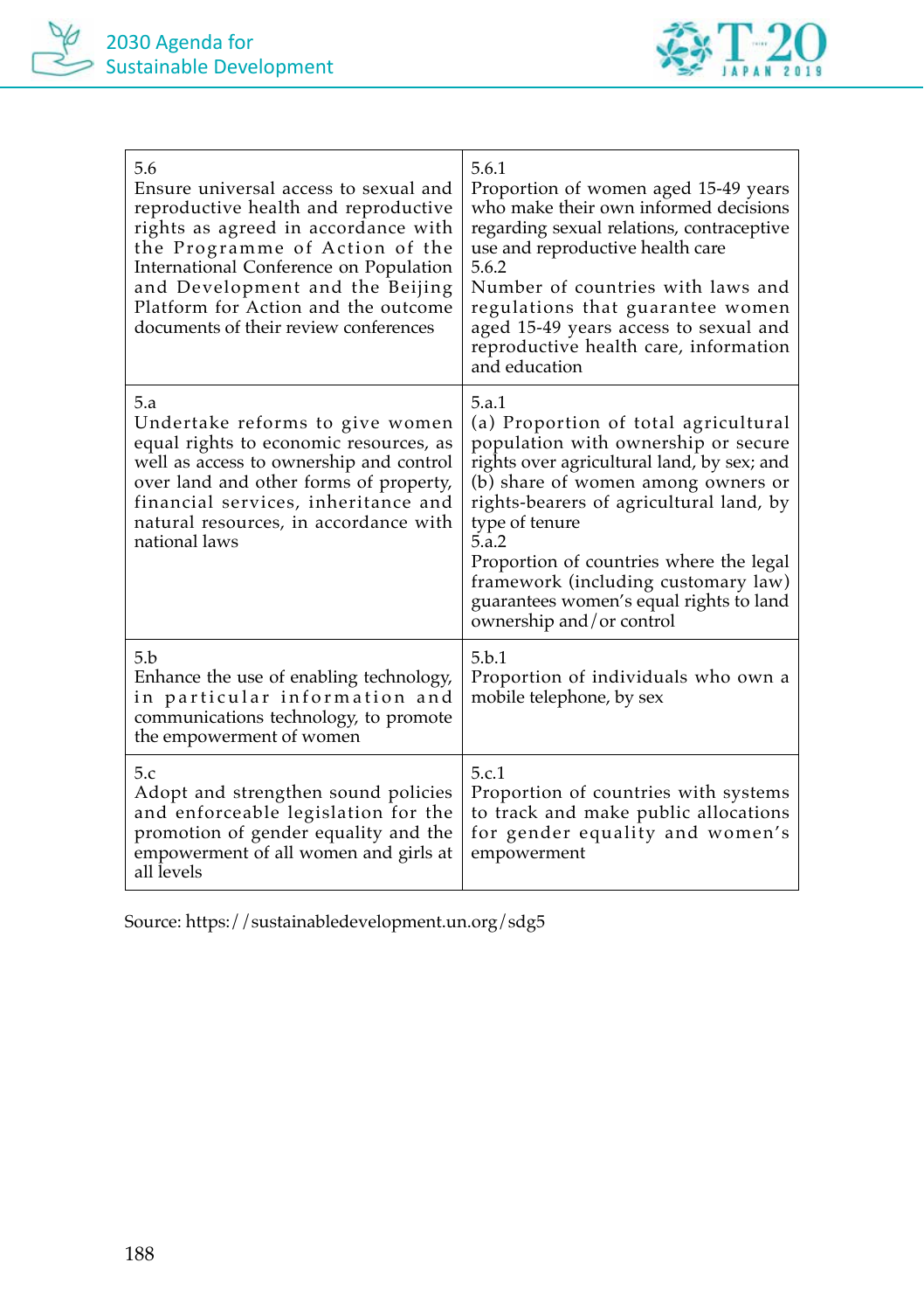| | |
|---|---|
| 5.6<br>Ensure universal access to sexual and reproductive health and reproductive rights as agreed in accordance with the Programme of Action of the International Conference on Population and Development and the Beijing Platform for Action and the outcome documents of their review conferences | 5.6.1<br>Proportion of women aged 15-49 years who make their own informed decisions regarding sexual relations, contraceptive use and reproductive health care<br>5.6.2<br>Number of countries with laws and regulations that guarantee women aged 15-49 years access to sexual and reproductive health care, information and education |
| 5.a<br>Undertake reforms to give women equal rights to economic resources, as well as access to ownership and control over land and other forms of property, financial services, inheritance and natural resources, in accordance with national laws | 5.a.1<br>(a) Proportion of total agricultural population with ownership or secure rights over agricultural land, by sex; and (b) share of women among owners or rights-bearers of agricultural land, by type of tenure<br>5.a.2<br>Proportion of countries where the legal framework (including customary law) guarantees women's equal rights to land ownership and/or control |
| 5.b<br>Enhance the use of enabling technology, in particular information and communications technology, to promote the empowerment of women | 5.b.1<br>Proportion of individuals who own a mobile telephone, by sex |
| 5.c<br>Adopt and strengthen sound policies and enforceable legislation for the promotion of gender equality and the empowerment of all women and girls at all levels | 5.c.1<br>Proportion of countries with systems to track and make public allocations for gender equality and women's empowerment |

Source: https://sustainabledevelopment.un.org/sdg5